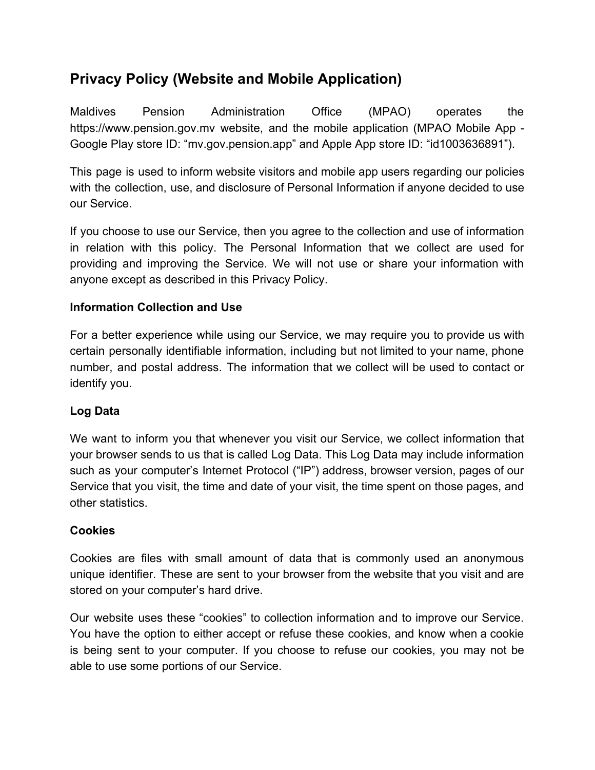# Privacy Policy (Website and Mobile Application)

Maldives Pension Administration Office (MPAO) operates the https://www.pension.gov.mv website, and the mobile application (MPAO Mobile App - Google Play store ID: “mv.gov.pension.app” and Apple App store ID: “id1003636891”).

This page is used to inform website visitors and mobile app users regarding our policies with the collection, use, and disclosure of Personal Information if anyone decided to use our Service.

If you choose to use our Service, then you agree to the collection and use of information in relation with this policy. The Personal Information that we collect are used for providing and improving the Service. We will not use or share your information with anyone except as described in this Privacy Policy.

**Information Collection and Use**

For a better experience while using our Service, we may require you to provide us with certain personally identifiable information, including but not limited to your name, phone number, and postal address. The information that we collect will be used to contact or identify you.

**Log Data**

We want to inform you that whenever you visit our Service, we collect information that your browser sends to us that is called Log Data. This Log Data may include information such as your computer’s Internet Protocol (“IP”) address, browser version, pages of our Service that you visit, the time and date of your visit, the time spent on those pages, and other statistics.

**Cookies**

Cookies are files with small amount of data that is commonly used an anonymous unique identifier. These are sent to your browser from the website that you visit and are stored on your computer’s hard drive.

Our website uses these “cookies” to collection information and to improve our Service. You have the option to either accept or refuse these cookies, and know when a cookie is being sent to your computer. If you choose to refuse our cookies, you may not be able to use some portions of our Service.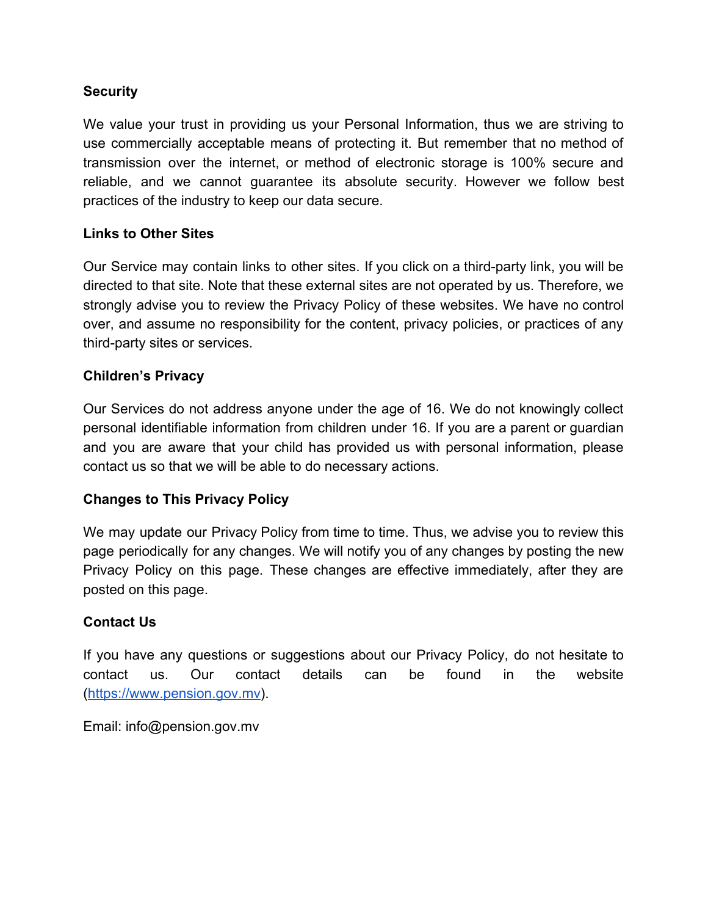**Security**

We value your trust in providing us your Personal Information, thus we are striving to use commercially acceptable means of protecting it. But remember that no method of transmission over the internet, or method of electronic storage is 100% secure and reliable, and we cannot guarantee its absolute security. However we follow best practices of the industry to keep our data secure.

**Links to Other Sites**

Our Service may contain links to other sites. If you click on a third-party link, you will be directed to that site. Note that these external sites are not operated by us. Therefore, we strongly advise you to review the Privacy Policy of these websites. We have no control over, and assume no responsibility for the content, privacy policies, or practices of any third-party sites or services.

**Children's Privacy**

Our Services do not address anyone under the age of 16. We do not knowingly collect personal identifiable information from children under 16. If you are a parent or guardian and you are aware that your child has provided us with personal information, please contact us so that we will be able to do necessary actions.

**Changes to This Privacy Policy**

We may update our Privacy Policy from time to time. Thus, we advise you to review this page periodically for any changes. We will notify you of any changes by posting the new Privacy Policy on this page. These changes are effective immediately, after they are posted on this page.

**Contact Us**

If you have any questions or suggestions about our Privacy Policy, do not hesitate to contact us. Our contact details can be found in the website ([https://www.pension.gov.mv](https://www.pension.gov.mv)).

Email: info@pension.gov.mv